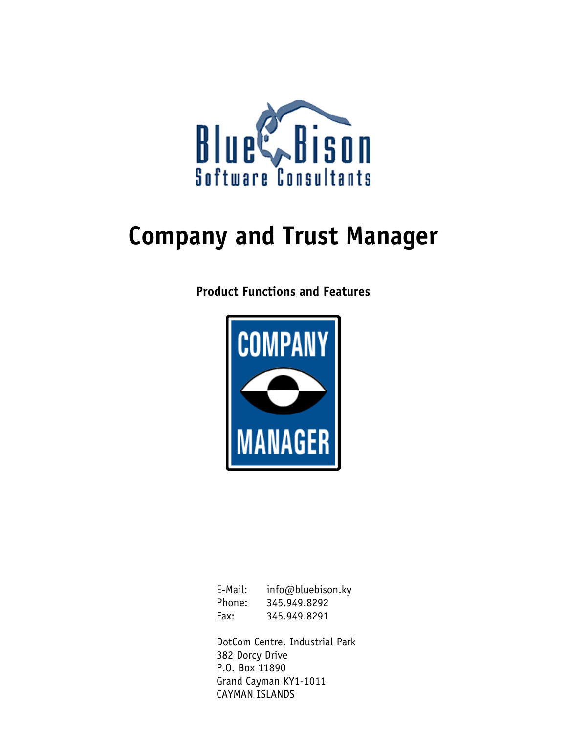# Company and Trust Manager

**Product Functions and Features**

E-Mail: info@bluebison.ky
Phone: 345.949.8292
Fax: 345.949.8291

DotCom Centre, Industrial Park
382 Dorcy Drive
P.O. Box 11890
Grand Cayman KY1-1011
CAYMAN ISLANDS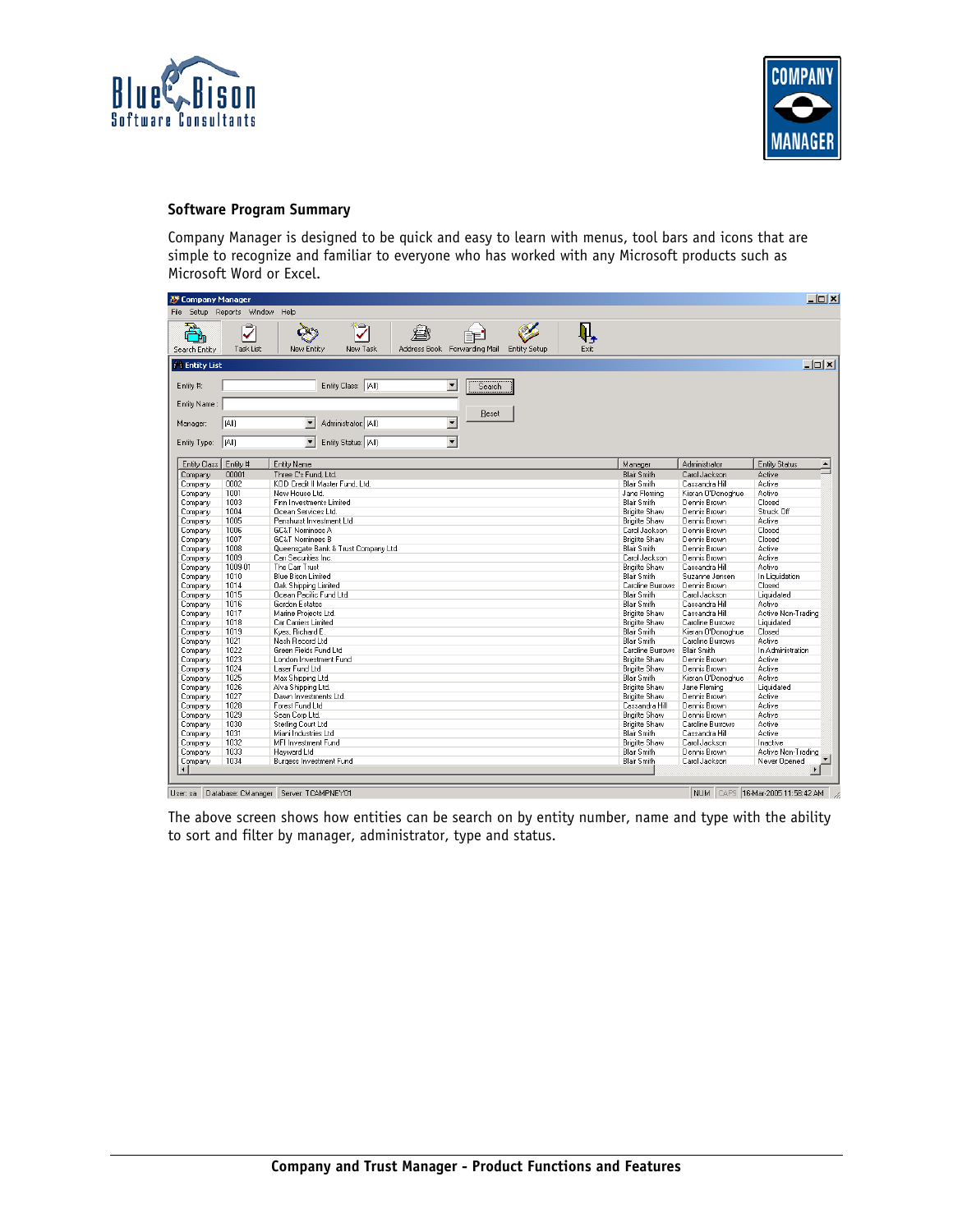## Software Program Summary

Company Manager is designed to be quick and easy to learn with menus, tool bars and icons that are simple to recognize and familiar to everyone who has worked with any Microsoft products such as Microsoft Word or Excel.

| Entity Class | Entity # | Entity Name | Manager | Administrator | Entity Status |
|---|---|---|---|---|---|
| Company | 00001 | Three C's Fund Ltd | Blair Smith | Carol Jackson | Active |
| Company | 0002 | KOD Credit II Master Fund, Ltd. | Blair Smith | Cassandra Hill | Active |
| Company | 1001 | New House Ltd. | Jane Fleming | Kieran O'Donoghue | Active |
| Company | 1003 | Finn Investments Limited | Blair Smith | Dennis Brown | Closed |
| Company | 1004 | Ocean Services Ltd. | Brigitte Shaw | Dennis Brown | Struck Off |
| Company | 1005 | Penshurst Investment Ltd | Brigitte Shaw | Dennis Brown | Active |
| Company | 1006 | GC&T Nominees A | Carol Jackson | Dennis Brown | Closed |
| Company | 1007 | GC&T Nominees B | Brigitte Shaw | Dennis Brown | Closed |
| Company | 1008 | Queensgate Bank & Trust Company Ltd | Blair Smith | Dennis Brown | Active |
| Company | 1009 | Cen Securities Inc. | Carol Jackson | Dennis Brown | Active |
| Company | 1009.01 | The Carr Trust | Brigitte Shaw | Cassandra Hill | Active |
| Company | 1010 | Blue Bison Limited | Blair Smith | Suzanne Jensen | In Liquidation |
| Company | 1014 | Oak Shipping Limited | Caroline Burrows | Dennis Brown | Closed |
| Company | 1015 | Ocean Pacific Fund Ltd | Blair Smith | Carol Jackson | Liquidated |
| Company | 1016 | Gordon Estates | Blair Smith | Cassandra Hill | Active |
| Company | 1017 | Marine Projects Ltd. | Brigitte Shaw | Cassandra Hill | Active Non-Trading |
| Company | 1018 | Car Carriers Limited | Brigitte Shaw | Caroline Burrows | Liquidated |
| Company | 1019 | Kyes, Richard E. | Blair Smith | Kieran O'Donoghue | Closed |
| Company | 1021 | Nash Record Ltd | Blair Smith | Caroline Burrows | Active |
| Company | 1022 | Green Fields Fund Ltd | Caroline Burrows | Blair Smith | In Administration |
| Company | 1023 | London Investment Fund | Brigitte Shaw | Dennis Brown | Active |
| Company | 1024 | Laser Fund Ltd | Brigitte Shaw | Dennis Brown | Active |
| Company | 1025 | Max Shipping Ltd | Blair Smith | Kieran O'Donoghue | Active |
| Company | 1026 | Alva Shipping Ltd. | Brigitte Shaw | Jane Fleming | Liquidated |
| Company | 1027 | Dawn Investments Ltd. | Brigitte Shaw | Dennis Brown | Active |
| Company | 1028 | Forest Fund Ltd | Cassandra Hill | Dennis Brown | Active |
| Company | 1029 | Sean Corp Ltd. | Brigitte Shaw | Dennis Brown | Active |
| Company | 1030 | Sterling Court Ltd | Brigitte Shaw | Caroline Burrows | Active |
| Company | 1031 | Miami Industries Ltd | Blair Smith | Cassandra Hill | Active |
| Company | 1032 | MFI Investment Fund | Brigitte Shaw | Carol Jackson | Inactive |
| Company | 1033 | Hayward Ltd | Blair Smith | Dennis Brown | Active Non-Trading |
| Company | 1034 | Burgess Investment Fund | Blair Smith | Carol Jackson | Never Opened |

The above screen shows how entities can be search on by entity number, name and type with the ability to sort and filter by manager, administrator, type and status.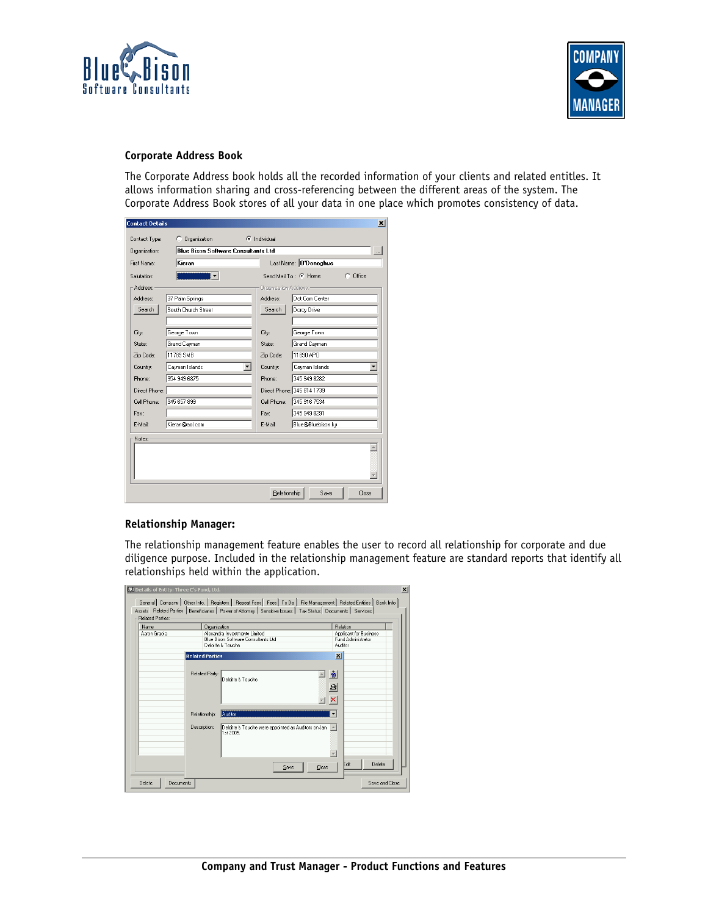## Corporate Address Book

The Corporate Address book holds all the recorded information of your clients and related entitles. It allows information sharing and cross-referencing between the different areas of the system. The Corporate Address Book stores of all your data in one place which promotes consistency of data.

## Relationship Manager:

The relationship management feature enables the user to record all relationship for corporate and due diligence purpose. Included in the relationship management feature are standard reports that identify all relationships held within the application.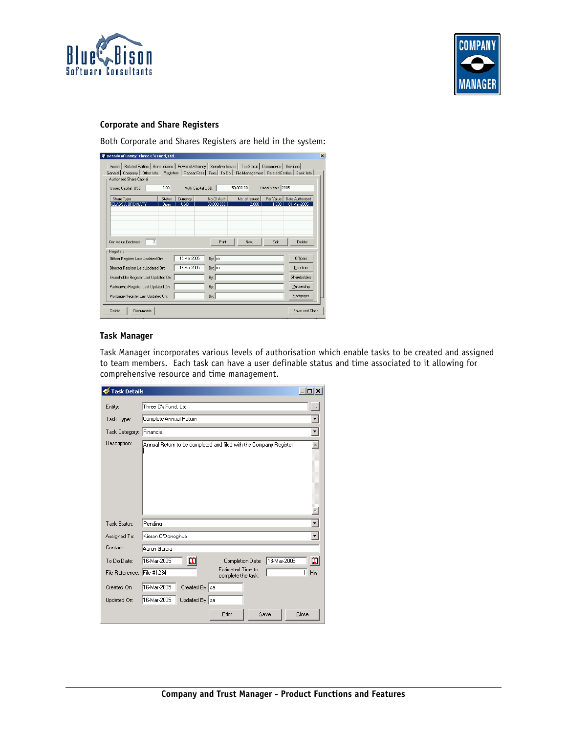### Corporate and Share Registers

Both Corporate and Shares Registers are held in the system:

### Task Manager

Task Manager incorporates various levels of authorisation which enable tasks to be created and assigned to team members. Each task can have a user definable status and time associated to it allowing for comprehensive resource and time management.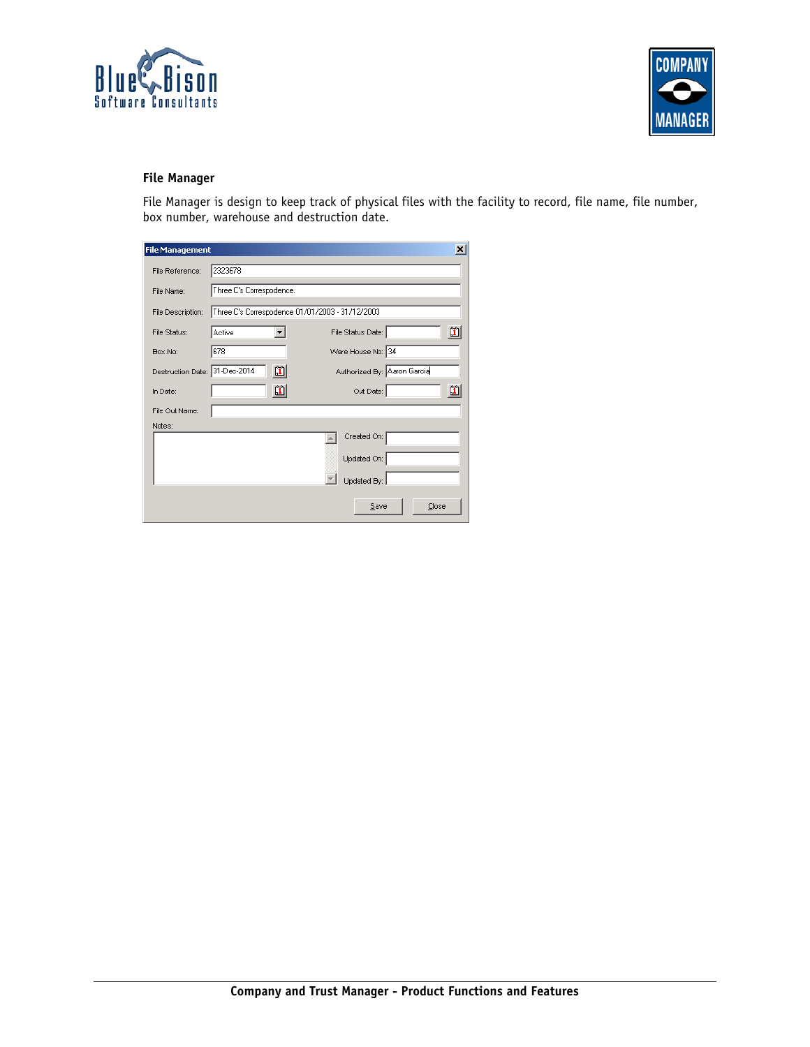## File Manager

File Manager is design to keep track of physical files with the facility to record, file name, file number, box number, warehouse and destruction date.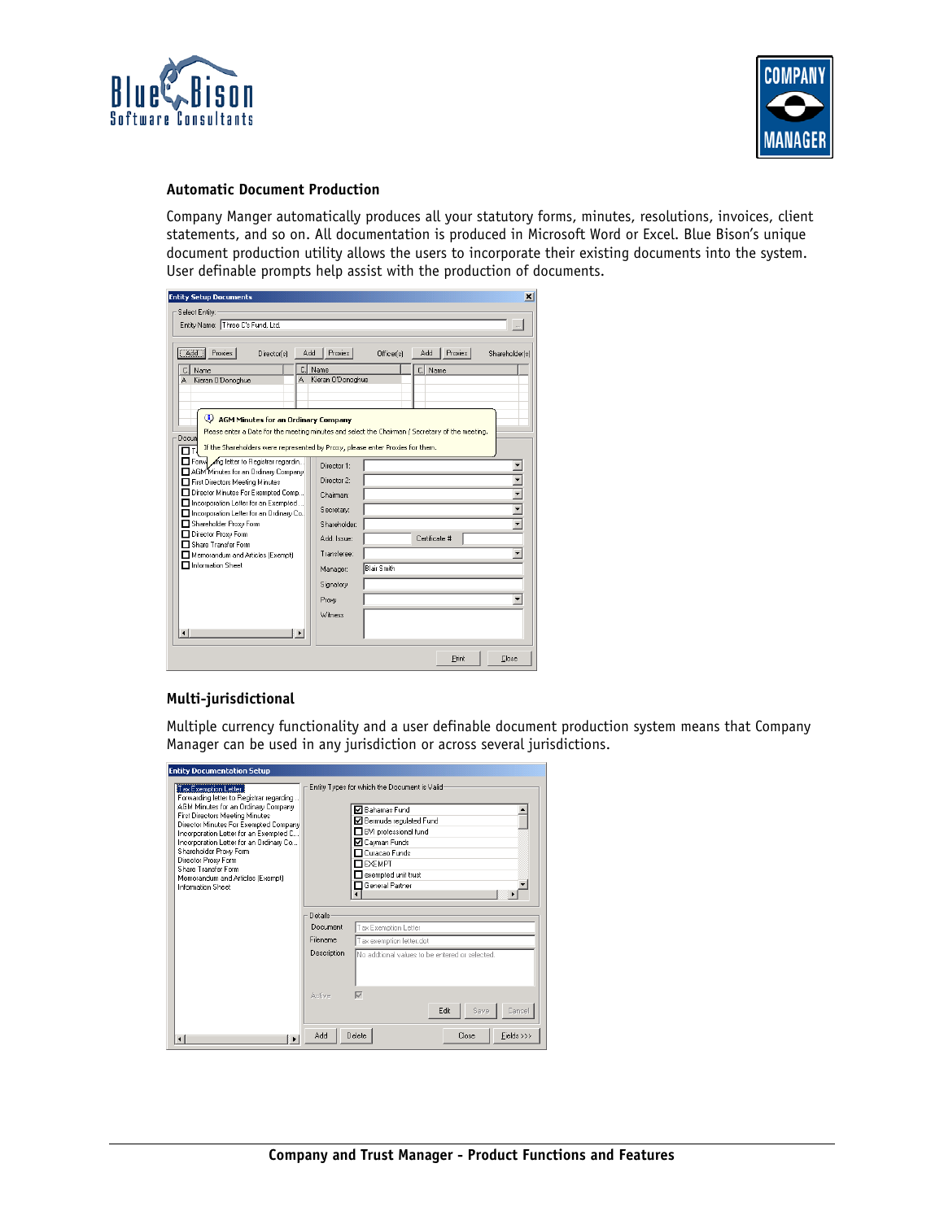### Automatic Document Production

Company Manger automatically produces all your statutory forms, minutes, resolutions, invoices, client statements, and so on. All documentation is produced in Microsoft Word or Excel. Blue Bison's unique document production utility allows the users to incorporate their existing documents into the system. User definable prompts help assist with the production of documents.

### Multi-jurisdictional

Multiple currency functionality and a user definable document production system means that Company Manager can be used in any jurisdiction or across several jurisdictions.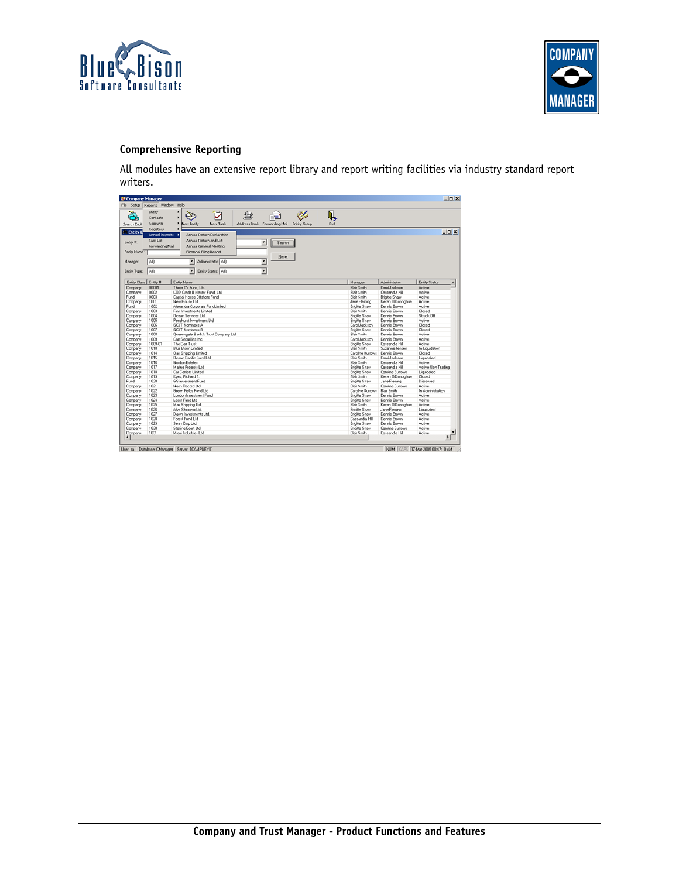## Comprehensive Reporting

All modules have an extensive report library and report writing facilities via industry standard report writers.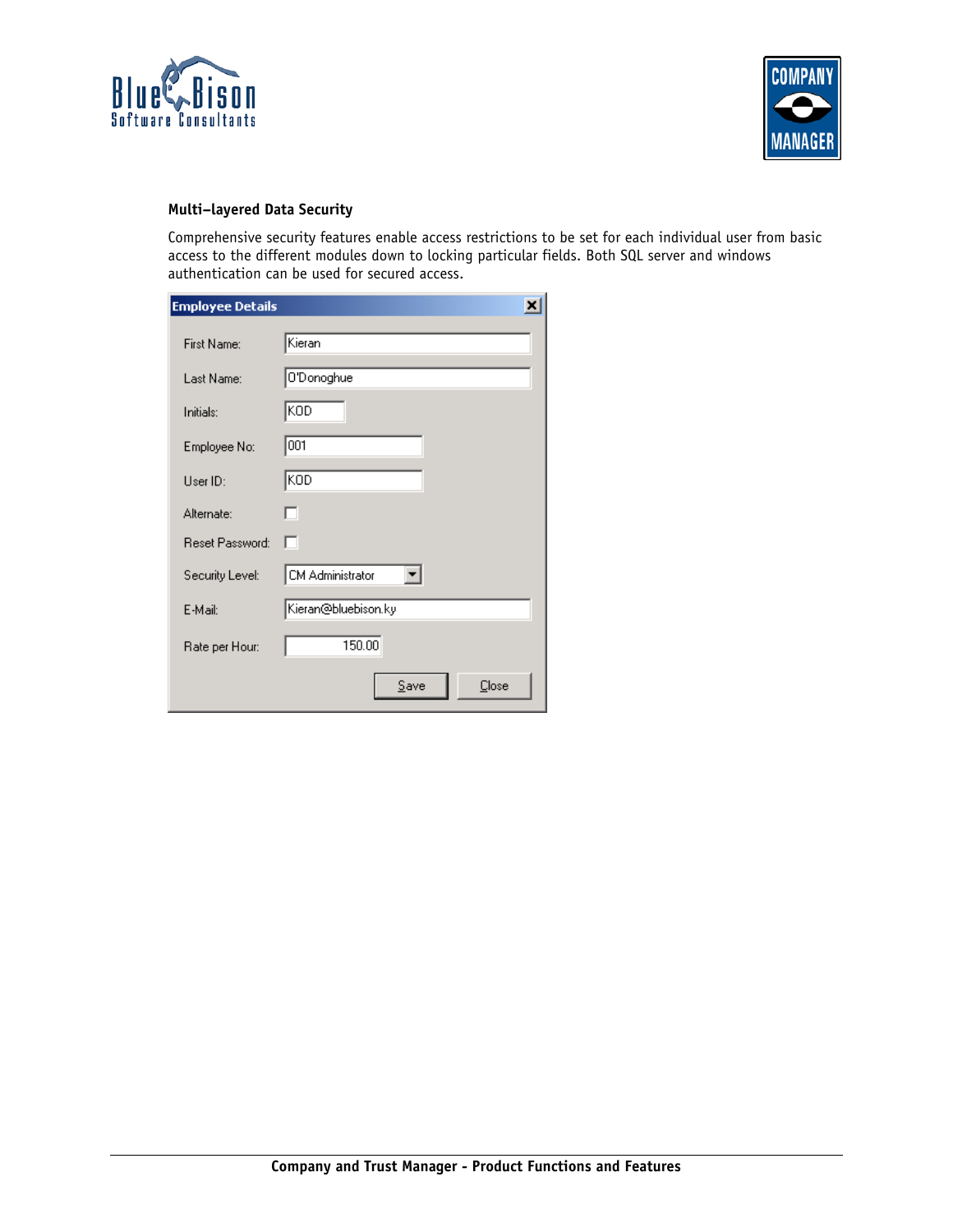### Multi–layered Data Security

Comprehensive security features enable access restrictions to be set for each individual user from basic access to the different modules down to locking particular fields. Both SQL server and windows authentication can be used for secured access.

**Employee Details**

| | |
|---|---|
| First Name: | Kieran |
| Last Name: | O'Donoghue |
| Initials: | KOD |
| Employee No: | 001 |
| User ID: | KOD |
| Alternate: | ☐ |
| Reset Password: | ☐ |
| Security Level: | CM Administrator |
| E-Mail: | Kieran@bluebison.ky |
| Rate per Hour: | 150.00 |

Save | Close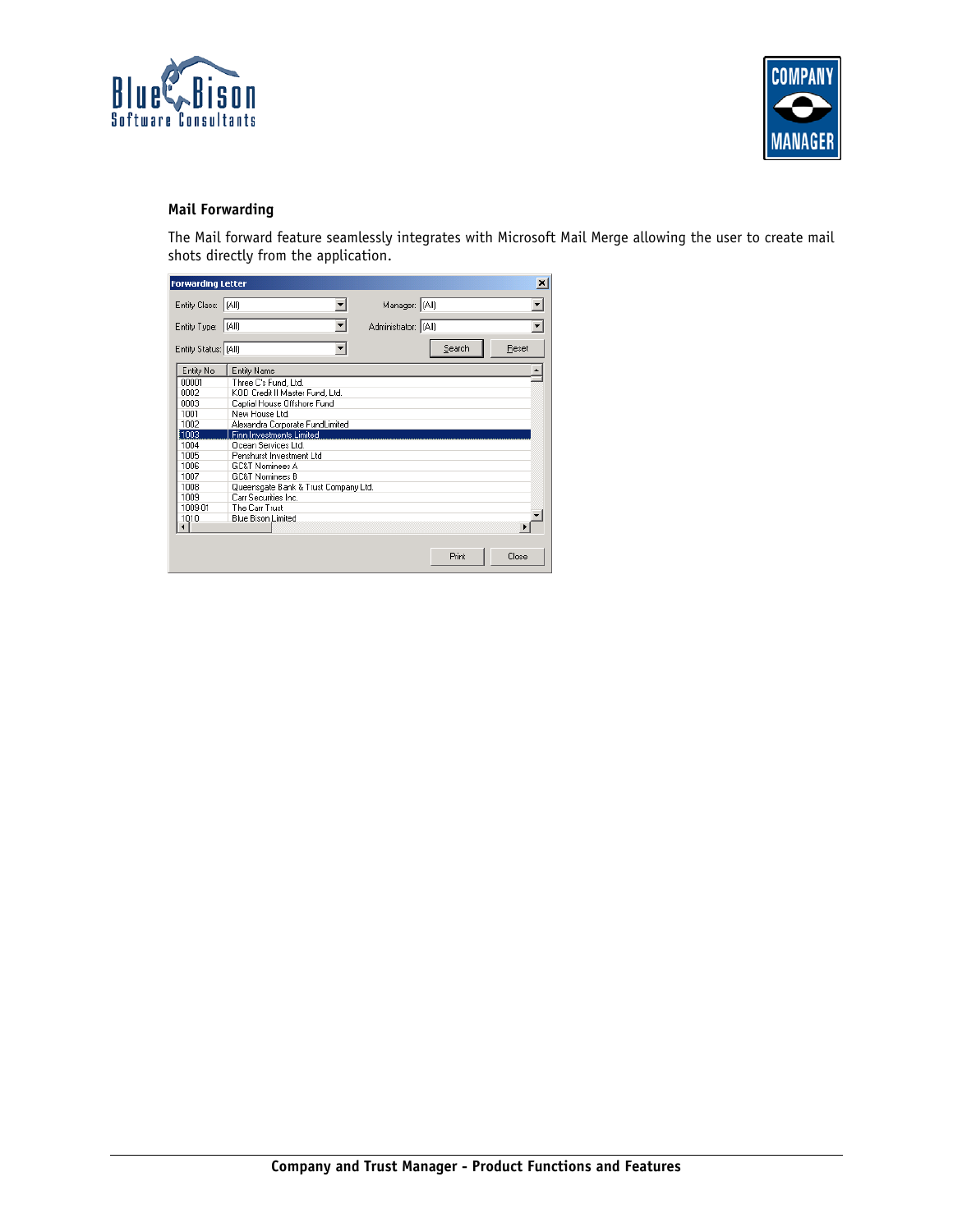## Mail Forwarding

The Mail forward feature seamlessly integrates with Microsoft Mail Merge allowing the user to create mail shots directly from the application.

Forwarding Letter

Entity Class: (All) Manager: (All)

Entity Type: (All) Administrator: (All)

Entity Status: (All) Search Reset

| Entity No | Entity Name |
|---|---|
| 00001 | Three C's Fund, Ltd. |
| 0002 | KOD Credit II Master Fund, Ltd. |
| 0003 | Capital House Offshore Fund |
| 1001 | New House Ltd |
| 1002 | Alexandra Corporate FundLimited |
| 1003 | Finn Investments Limited |
| 1004 | Ocean Services Ltd |
| 1005 | Penshurst Investment Ltd |
| 1006 | GC&T Nominees A |
| 1007 | GC&T Nominees B |
| 1008 | Queensgate Bank & Trust Company Ltd. |
| 1009 | Carr Securities Inc. |
| 1009-01 | The Carr Trust |
| 1010 | Blue Bison Limited |

Print Close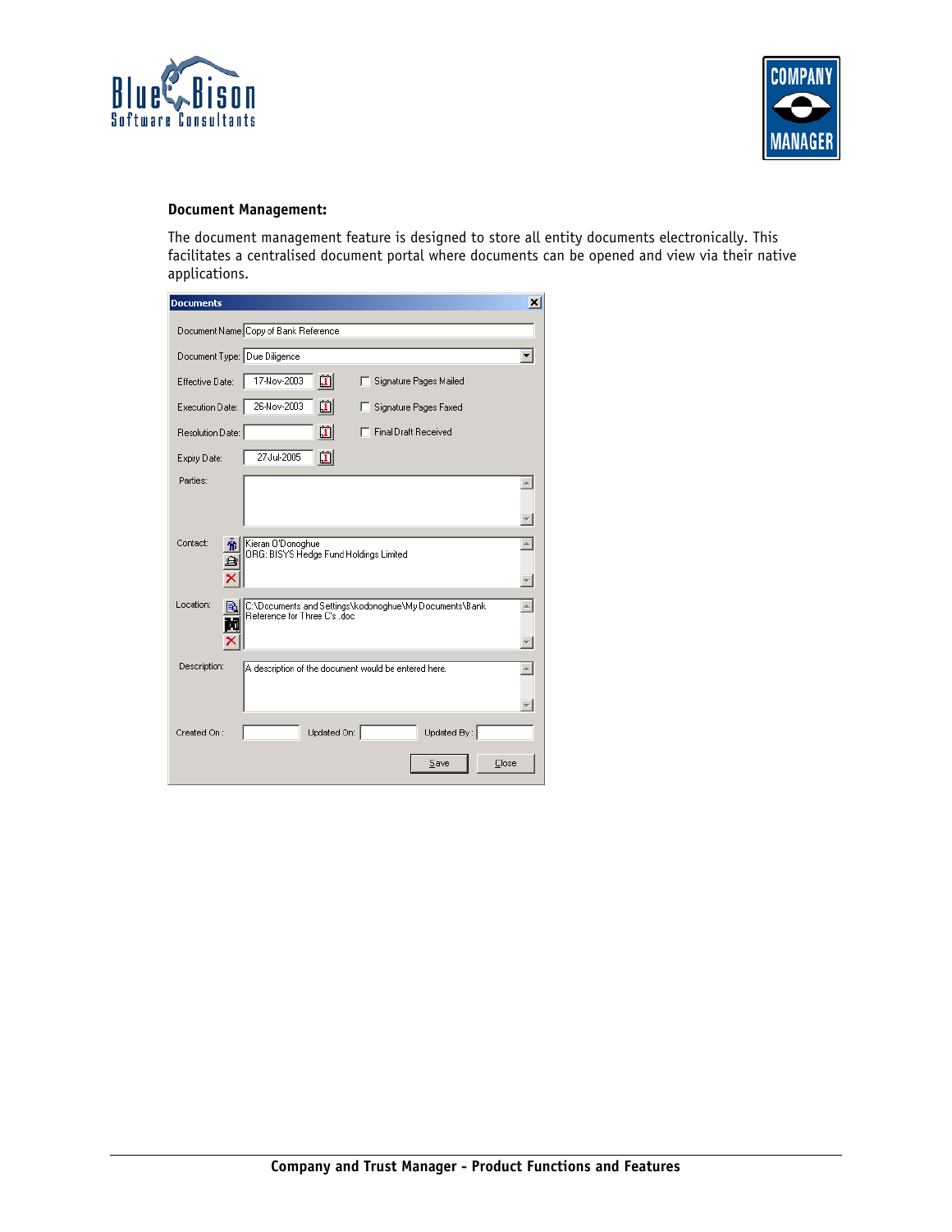**Document Management:**

The document management feature is designed to store all entity documents electronically. This facilitates a centralised document portal where documents can be opened and view via their native applications.

Documents

Document Name: Copy of Bank Reference

Document Type: Due Diligence

Effective Date: 17-Nov-2003

Execution Date: 26-Nov-2003

Resolution Date:

Expiry Date: 27-Jul-2005

Signature Pages Mailed

Signature Pages Faxed

Final Draft Received

Parties:

Contact: Kieran O'Donoghue
ORG: BISYS Hedge Fund Holdings Limited

Location: C:\Documents and Settings\kodonoghue\My Documents\Bank Reference for Three C's .doc

Description: A description of the document would be entered here.

Created On:  Updated On:  Updated By:

Save  Close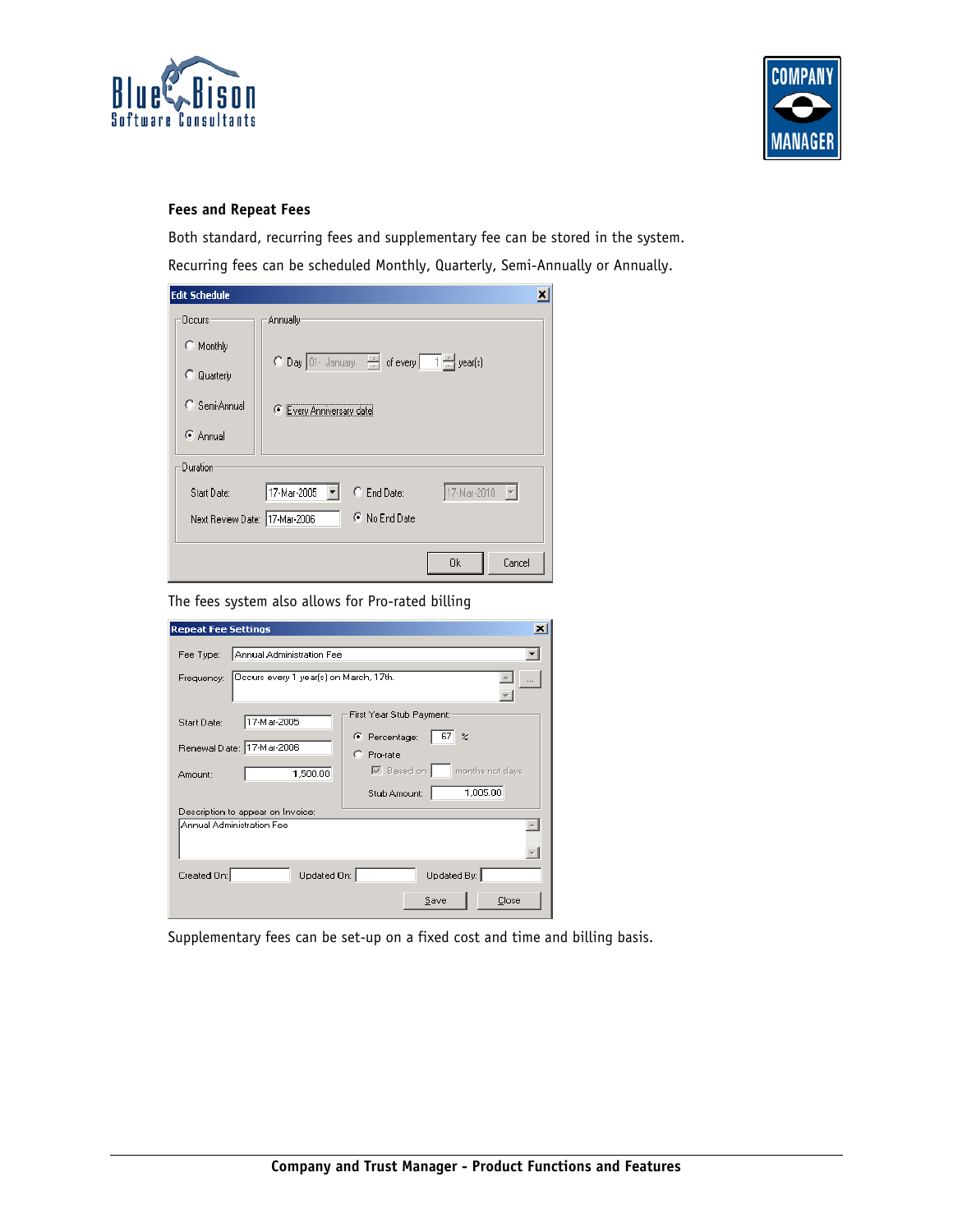### Fees and Repeat Fees

Both standard, recurring fees and supplementary fee can be stored in the system.

Recurring fees can be scheduled Monthly, Quarterly, Semi-Annually or Annually.

The fees system also allows for Pro-rated billing

Supplementary fees can be set-up on a fixed cost and time and billing basis.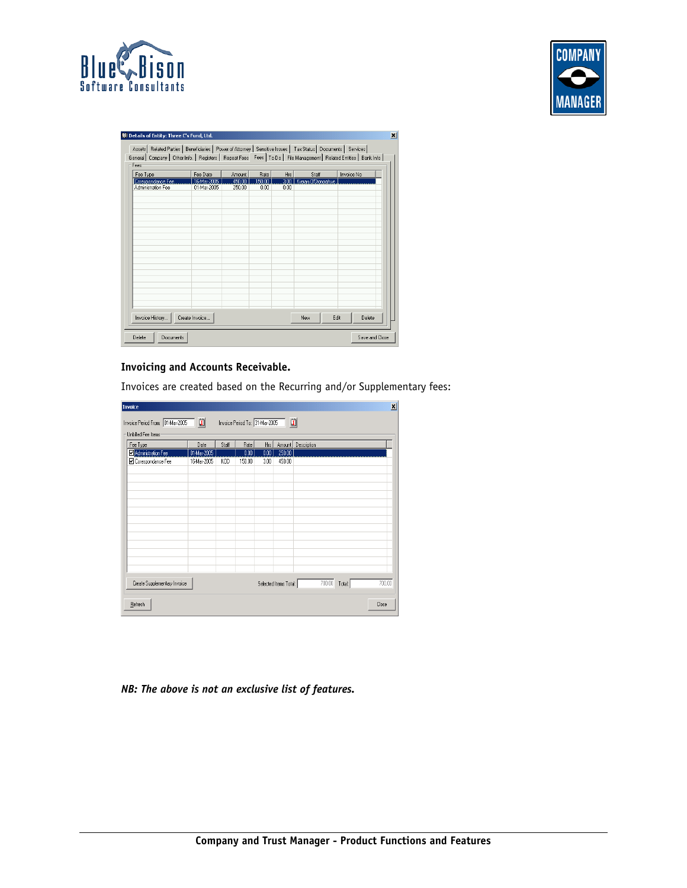**Invoicing and Accounts Receivable.**

Invoices are created based on the Recurring and/or Supplementary fees:

***NB: The above is not an exclusive list of features.***